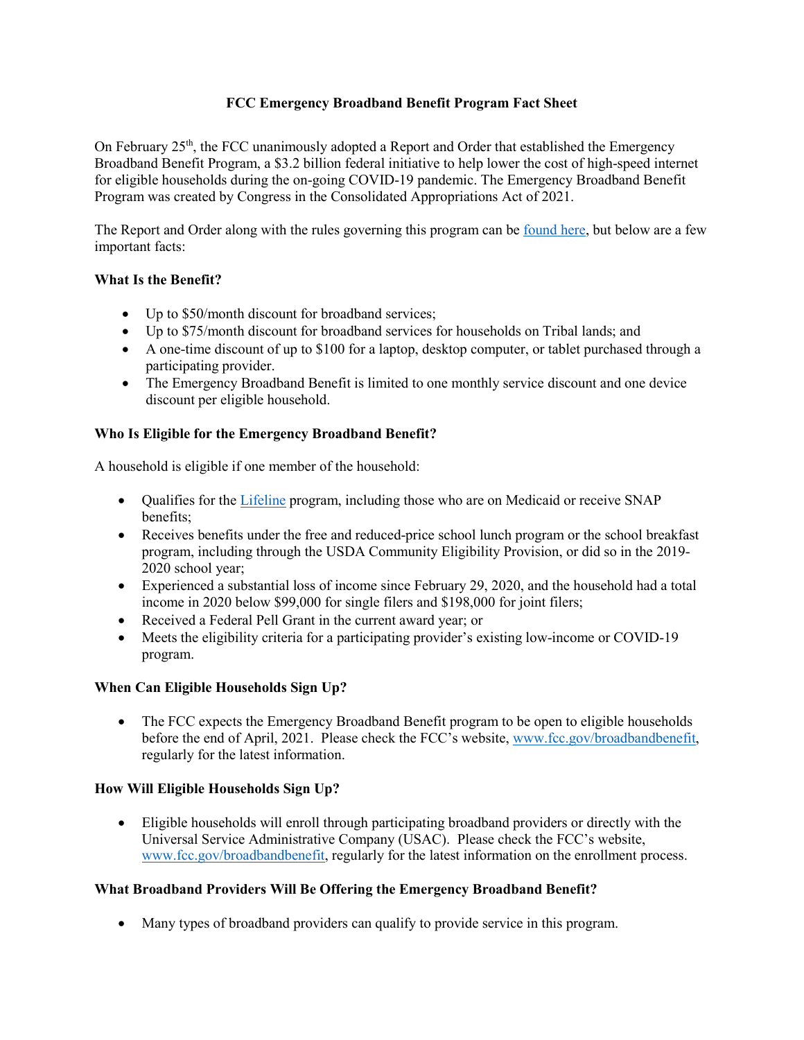# FCC Emergency Broadband Benefit Program Fact Sheet

On February 25th, the FCC unanimously adopted a Report and Order that established the Emergency Broadband Benefit Program, a $3.2 billion federal initiative to help lower the cost of high-speed internet for eligible households during the on-going COVID-19 pandemic. The Emergency Broadband Benefit Program was created by Congress in the Consolidated Appropriations Act of 2021.

The Report and Order along with the rules governing this program can be found here, but below are a few important facts:

### What Is the Benefit?

- Up to $50/month discount for broadband services;
- Up to $75/month discount for broadband services for households on Tribal lands; and
- A one-time discount of up to $100 for a laptop, desktop computer, or tablet purchased through a participating provider.
- The Emergency Broadband Benefit is limited to one monthly service discount and one device discount per eligible household.

### Who Is Eligible for the Emergency Broadband Benefit?

A household is eligible if one member of the household:

- Qualifies for the Lifeline program, including those who are on Medicaid or receive SNAP benefits;
- Receives benefits under the free and reduced-price school lunch program or the school breakfast program, including through the USDA Community Eligibility Provision, or did so in the 2019-2020 school year;
- Experienced a substantial loss of income since February 29, 2020, and the household had a total income in 2020 below $99,000 for single filers and $198,000 for joint filers;
- Received a Federal Pell Grant in the current award year; or
- Meets the eligibility criteria for a participating provider's existing low-income or COVID-19 program.

### When Can Eligible Households Sign Up?

- The FCC expects the Emergency Broadband Benefit program to be open to eligible households before the end of April, 2021. Please check the FCC's website, www.fcc.gov/broadbandbenefit, regularly for the latest information.

### How Will Eligible Households Sign Up?

- Eligible households will enroll through participating broadband providers or directly with the Universal Service Administrative Company (USAC). Please check the FCC's website, www.fcc.gov/broadbandbenefit, regularly for the latest information on the enrollment process.

### What Broadband Providers Will Be Offering the Emergency Broadband Benefit?

- Many types of broadband providers can qualify to provide service in this program.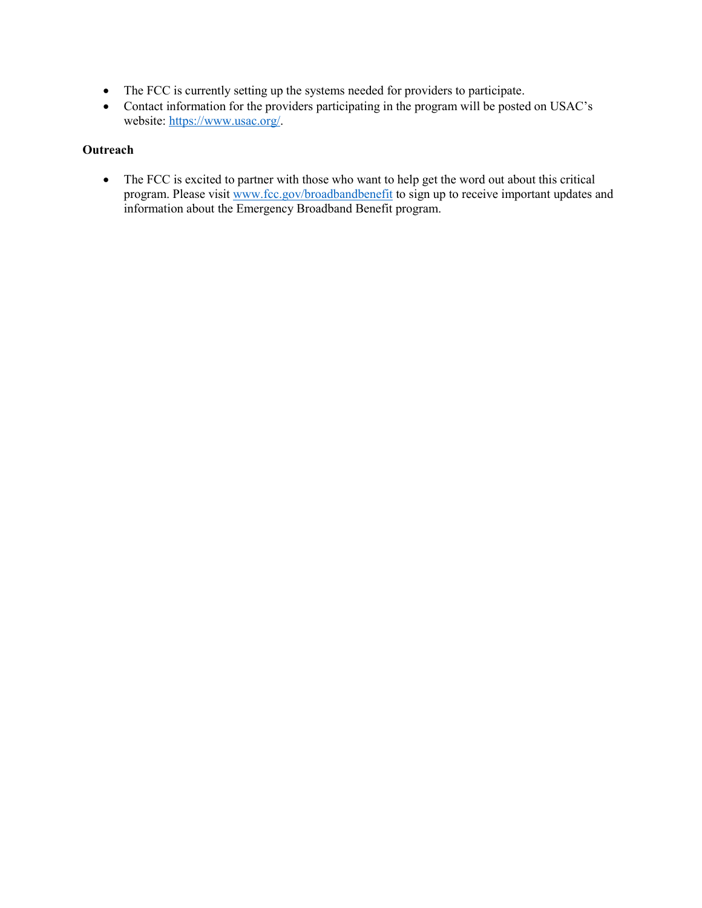- The FCC is currently setting up the systems needed for providers to participate.
- Contact information for the providers participating in the program will be posted on USAC's website: [https://www.usac.org/](https://www.usac.org/).

**Outreach**

- The FCC is excited to partner with those who want to help get the word out about this critical program. Please visit [www.fcc.gov/broadbandbenefit](www.fcc.gov/broadbandbenefit) to sign up to receive important updates and information about the Emergency Broadband Benefit program.